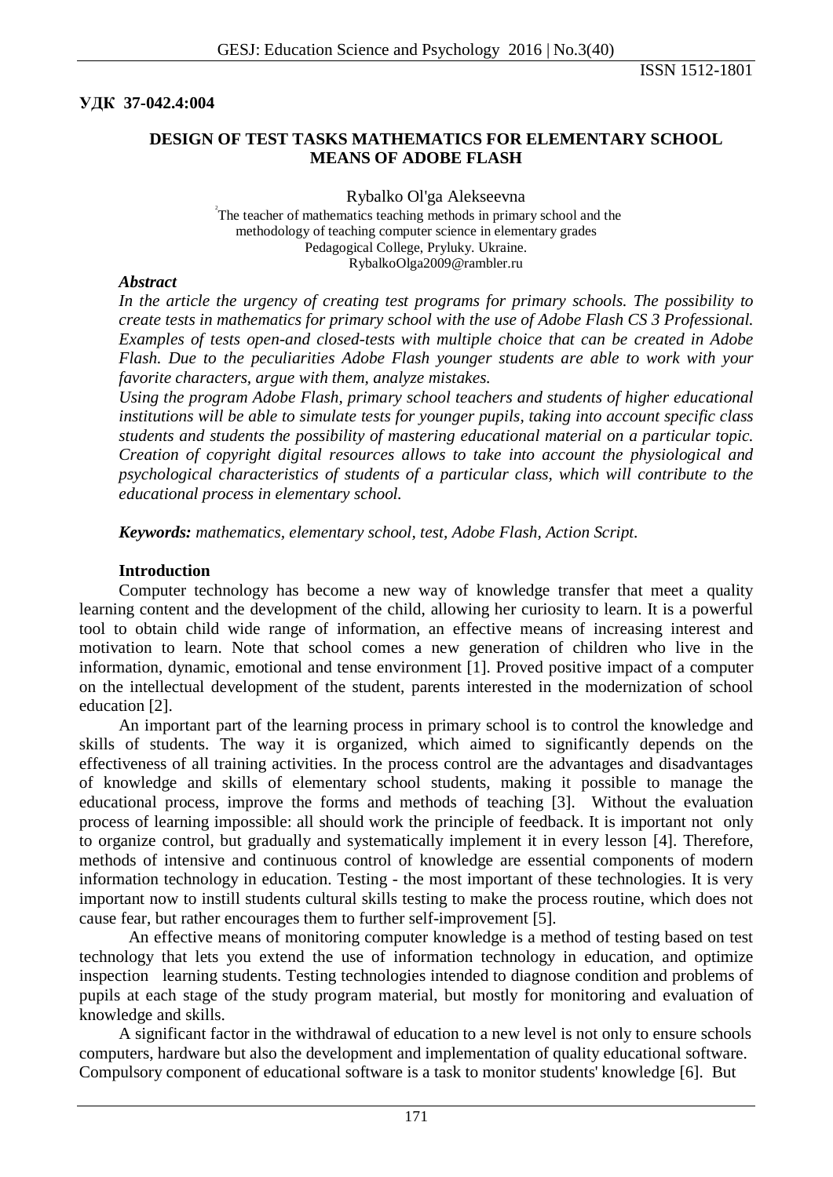**УДК 37-042.4:004**

## DESIGN OF TEST TASKS MATHEMATICS FOR ELEMENTARY SCHOOL MEANS OF ADOBE FLASH

Rybalko Ol'ga Alekseevna

[2]The teacher of mathematics teaching methods in primary school and the methodology of teaching computer science in elementary grades
Pedagogical College, Pryluky. Ukraine.
RybalkoOlga2009@rambler.ru

***Abstract***

*In the article the urgency of creating test programs for primary schools. The possibility to create tests in mathematics for primary school with the use of Adobe Flash CS 3 Professional. Examples of tests open-and closed-tests with multiple choice that can be created in Adobe Flash. Due to the peculiarities Adobe Flash younger students are able to work with your favorite characters, argue with them, analyze mistakes.*

*Using the program Adobe Flash, primary school teachers and students of higher educational institutions will be able to simulate tests for younger pupils, taking into account specific class students and students the possibility of mastering educational material on a particular topic. Creation of copyright digital resources allows to take into account the physiological and psychological characteristics of students of a particular class, which will contribute to the educational process in elementary school.*

***Keywords:*** *mathematics, elementary school, test, Adobe Flash, Action Script.*

### Introduction

Computer technology has become a new way of knowledge transfer that meet a quality learning content and the development of the child, allowing her curiosity to learn. It is a powerful tool to obtain child wide range of information, an effective means of increasing interest and motivation to learn. Note that school comes a new generation of children who live in the information, dynamic, emotional and tense environment [1]. Proved positive impact of a computer on the intellectual development of the student, parents interested in the modernization of school education [2].

An important part of the learning process in primary school is to control the knowledge and skills of students. The way it is organized, which aimed to significantly depends on the effectiveness of all training activities. In the process control are the advantages and disadvantages of knowledge and skills of elementary school students, making it possible to manage the educational process, improve the forms and methods of teaching [3]. Without the evaluation process of learning impossible: all should work the principle of feedback. It is important not only to organize control, but gradually and systematically implement it in every lesson [4]. Therefore, methods of intensive and continuous control of knowledge are essential components of modern information technology in education. Testing - the most important of these technologies. It is very important now to instill students cultural skills testing to make the process routine, which does not cause fear, but rather encourages them to further self-improvement [5].

An effective means of monitoring computer knowledge is a method of testing based on test technology that lets you extend the use of information technology in education, and optimize inspection learning students. Testing technologies intended to diagnose condition and problems of pupils at each stage of the study program material, but mostly for monitoring and evaluation of knowledge and skills.

A significant factor in the withdrawal of education to a new level is not only to ensure schools computers, hardware but also the development and implementation of quality educational software. Compulsory component of educational software is a task to monitor students' knowledge [6]. But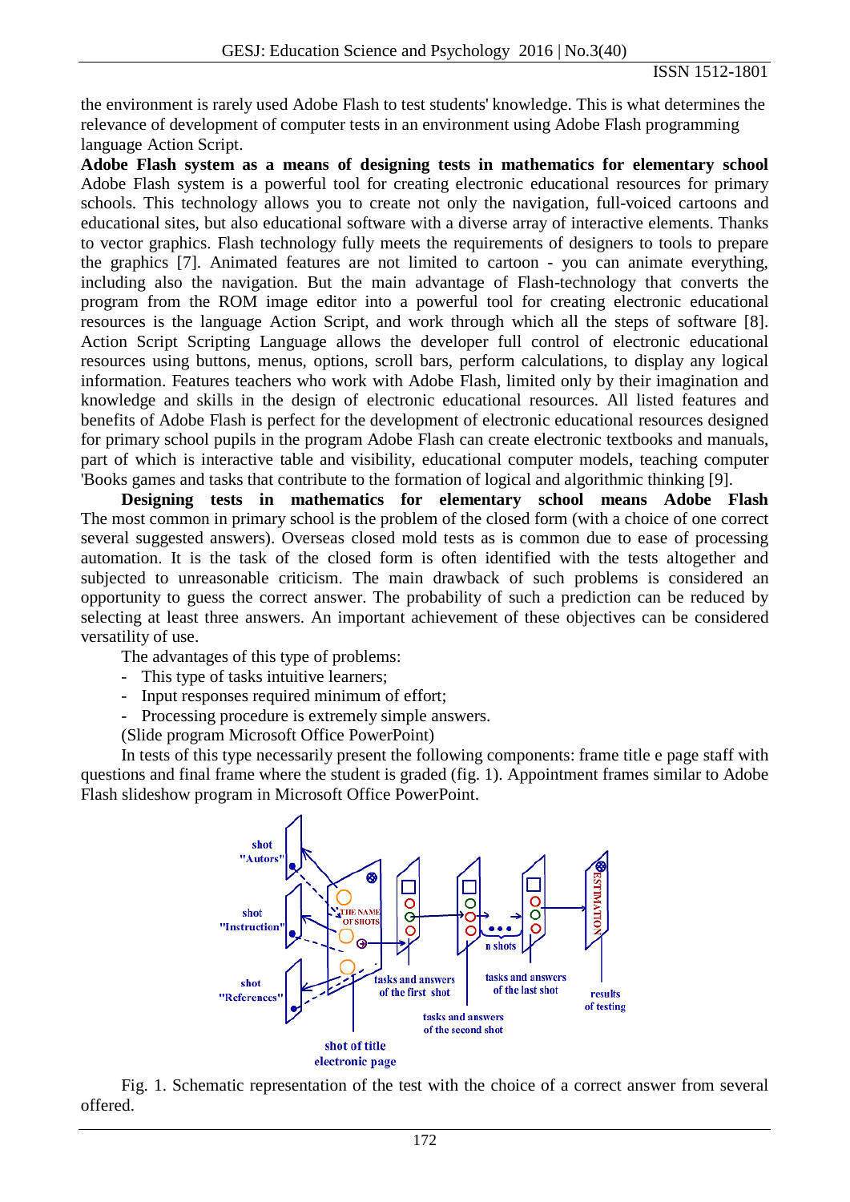the environment is rarely used Adobe Flash to test students' knowledge. This is what determines the relevance of development of computer tests in an environment using Adobe Flash programming language Action Script.

**Adobe Flash system as a means of designing tests in mathematics for elementary school** Adobe Flash system is a powerful tool for creating electronic educational resources for primary schools. This technology allows you to create not only the navigation, full-voiced cartoons and educational sites, but also educational software with a diverse array of interactive elements. Thanks to vector graphics. Flash technology fully meets the requirements of designers to tools to prepare the graphics [7]. Animated features are not limited to cartoon - you can animate everything, including also the navigation. But the main advantage of Flash-technology that converts the program from the ROM image editor into a powerful tool for creating electronic educational resources is the language Action Script, and work through which all the steps of software [8]. Action Script Scripting Language allows the developer full control of electronic educational resources using buttons, menus, options, scroll bars, perform calculations, to display any logical information. Features teachers who work with Adobe Flash, limited only by their imagination and knowledge and skills in the design of electronic educational resources. All listed features and benefits of Adobe Flash is perfect for the development of electronic educational resources designed for primary school pupils in the program Adobe Flash can create electronic textbooks and manuals, part of which is interactive table and visibility, educational computer models, teaching computer 'Books games and tasks that contribute to the formation of logical and algorithmic thinking [9].

**Designing tests in mathematics for elementary school means Adobe Flash** The most common in primary school is the problem of the closed form (with a choice of one correct several suggested answers). Overseas closed mold tests as is common due to ease of processing automation. It is the task of the closed form is often identified with the tests altogether and subjected to unreasonable criticism. The main drawback of such problems is considered an opportunity to guess the correct answer. The probability of such a prediction can be reduced by selecting at least three answers. An important achievement of these objectives can be considered versatility of use.

The advantages of this type of problems:

- This type of tasks intuitive learners;
- Input responses required minimum of effort;
- Processing procedure is extremely simple answers.

(Slide program Microsoft Office PowerPoint)

In tests of this type necessarily present the following components: frame title e page staff with questions and final frame where the student is graded (fig. 1). Appointment frames similar to Adobe Flash slideshow program in Microsoft Office PowerPoint.

Fig. 1. Schematic representation of the test with the choice of a correct answer from several offered.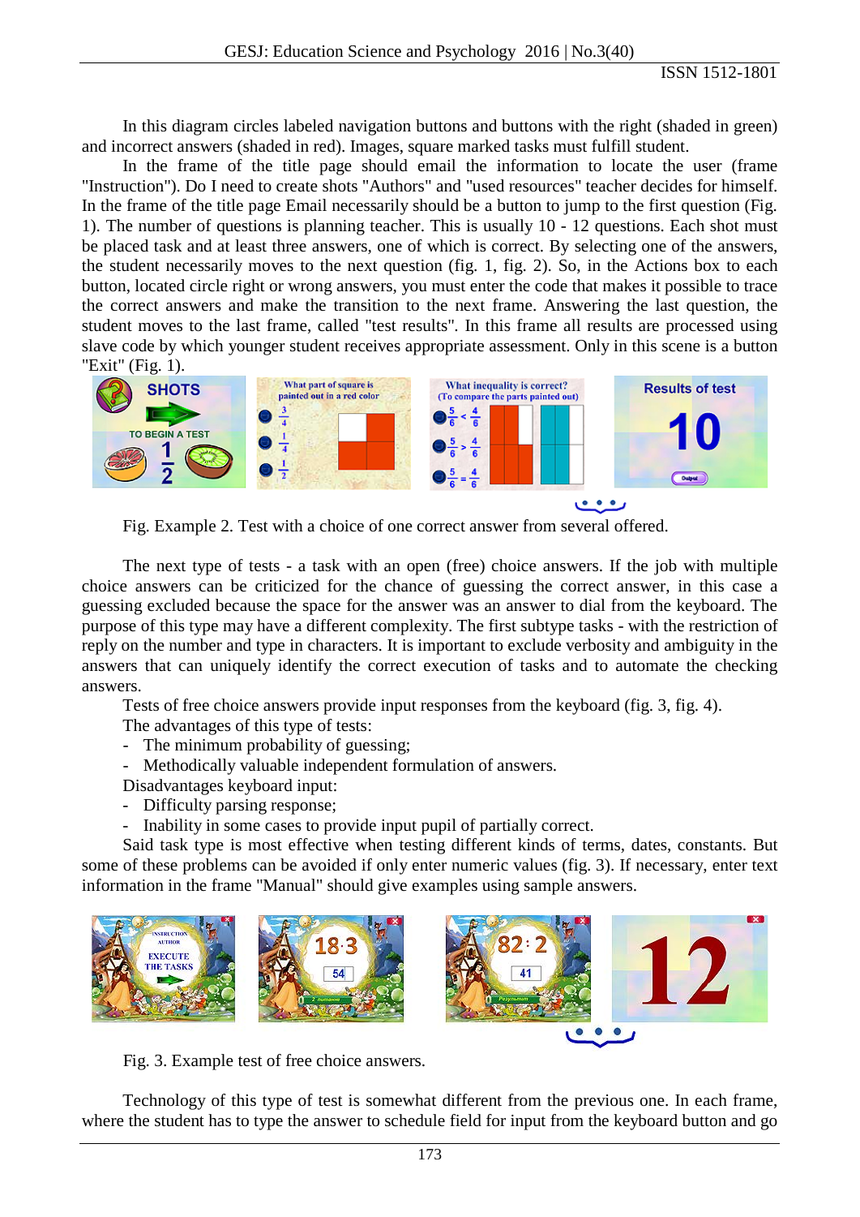In this diagram circles labeled navigation buttons and buttons with the right (shaded in green) and incorrect answers (shaded in red). Images, square marked tasks must fulfill student.

In the frame of the title page should email the information to locate the user (frame "Instruction"). Do I need to create shots "Authors" and "used resources" teacher decides for himself. In the frame of the title page Email necessarily should be a button to jump to the first question (Fig. 1). The number of questions is planning teacher. This is usually 10 - 12 questions. Each shot must be placed task and at least three answers, one of which is correct. By selecting one of the answers, the student necessarily moves to the next question (fig. 1, fig. 2). So, in the Actions box to each button, located circle right or wrong answers, you must enter the code that makes it possible to trace the correct answers and make the transition to the next frame. Answering the last question, the student moves to the last frame, called "test results". In this frame all results are processed using slave code by which younger student receives appropriate assessment. Only in this scene is a button "Exit" (Fig. 1).

Fig. Example 2. Test with a choice of one correct answer from several offered.

The next type of tests - a task with an open (free) choice answers. If the job with multiple choice answers can be criticized for the chance of guessing the correct answer, in this case a guessing excluded because the space for the answer was an answer to dial from the keyboard. The purpose of this type may have a different complexity. The first subtype tasks - with the restriction of reply on the number and type in characters. It is important to exclude verbosity and ambiguity in the answers that can uniquely identify the correct execution of tasks and to automate the checking answers.

Tests of free choice answers provide input responses from the keyboard (fig. 3, fig. 4).

The advantages of this type of tests:

- The minimum probability of guessing;
- Methodically valuable independent formulation of answers.

Disadvantages keyboard input:

- Difficulty parsing response;
- Inability in some cases to provide input pupil of partially correct.

Said task type is most effective when testing different kinds of terms, dates, constants. But some of these problems can be avoided if only enter numeric values (fig. 3). If necessary, enter text information in the frame "Manual" should give examples using sample answers.

Fig. 3. Example test of free choice answers.

Technology of this type of test is somewhat different from the previous one. In each frame, where the student has to type the answer to schedule field for input from the keyboard button and go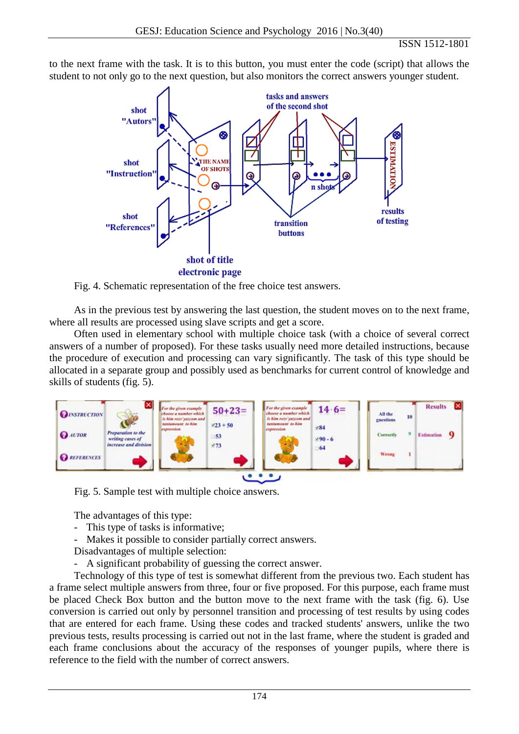to the next frame with the task. It is to this button, you must enter the code (script) that allows the student to not only go to the next question, but also monitors the correct answers younger student.

Fig. 4. Schematic representation of the free choice test answers.

As in the previous test by answering the last question, the student moves on to the next frame, where all results are processed using slave scripts and get a score.

Often used in elementary school with multiple choice task (with a choice of several correct answers of a number of proposed). For these tasks usually need more detailed instructions, because the procedure of execution and processing can vary significantly. The task of this type should be allocated in a separate group and possibly used as benchmarks for current control of knowledge and skills of students (fig. 5).

Fig. 5. Sample test with multiple choice answers.

The advantages of this type:

- This type of tasks is informative;
- Makes it possible to consider partially correct answers.

Disadvantages of multiple selection:

- A significant probability of guessing the correct answer.

Technology of this type of test is somewhat different from the previous two. Each student has a frame select multiple answers from three, four or five proposed. For this purpose, each frame must be placed Check Box button and the button move to the next frame with the task (fig. 6). Use conversion is carried out only by personnel transition and processing of test results by using codes that are entered for each frame. Using these codes and tracked students' answers, unlike the two previous tests, results processing is carried out not in the last frame, where the student is graded and each frame conclusions about the accuracy of the responses of younger pupils, where there is reference to the field with the number of correct answers.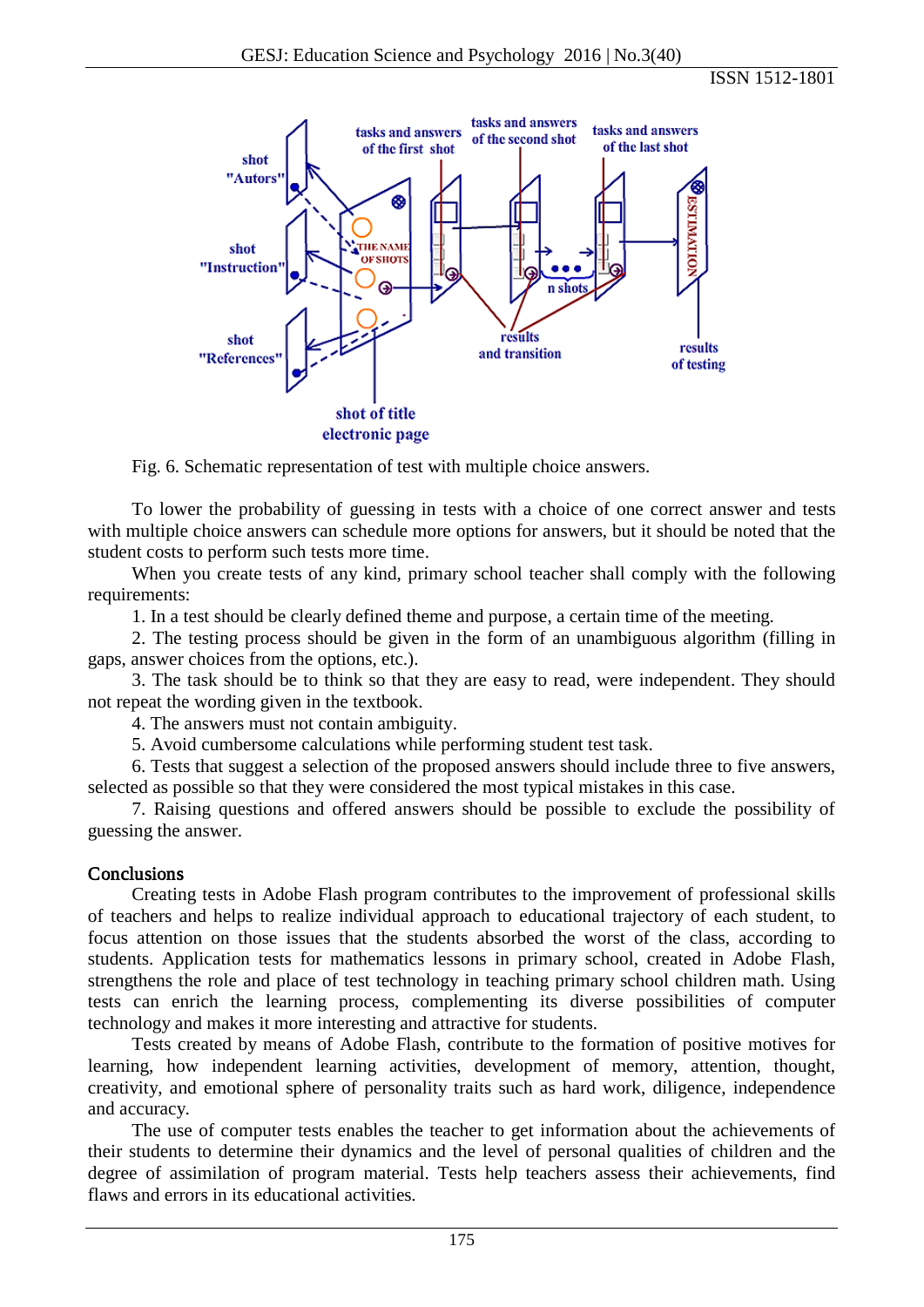Fig. 6. Schematic representation of test with multiple choice answers.

To lower the probability of guessing in tests with a choice of one correct answer and tests with multiple choice answers can schedule more options for answers, but it should be noted that the student costs to perform such tests more time.

When you create tests of any kind, primary school teacher shall comply with the following requirements:

1. In a test should be clearly defined theme and purpose, a certain time of the meeting.
2. The testing process should be given in the form of an unambiguous algorithm (filling in gaps, answer choices from the options, etc.).
3. The task should be to think so that they are easy to read, were independent. They should not repeat the wording given in the textbook.
4. The answers must not contain ambiguity.
5. Avoid cumbersome calculations while performing student test task.
6. Tests that suggest a selection of the proposed answers should include three to five answers, selected as possible so that they were considered the most typical mistakes in this case.
7. Raising questions and offered answers should be possible to exclude the possibility of guessing the answer.

## Conclusions

Creating tests in Adobe Flash program contributes to the improvement of professional skills of teachers and helps to realize individual approach to educational trajectory of each student, to focus attention on those issues that the students absorbed the worst of the class, according to students. Application tests for mathematics lessons in primary school, created in Adobe Flash, strengthens the role and place of test technology in teaching primary school children math. Using tests can enrich the learning process, complementing its diverse possibilities of computer technology and makes it more interesting and attractive for students.

Tests created by means of Adobe Flash, contribute to the formation of positive motives for learning, how independent learning activities, development of memory, attention, thought, creativity, and emotional sphere of personality traits such as hard work, diligence, independence and accuracy.

The use of computer tests enables the teacher to get information about the achievements of their students to determine their dynamics and the level of personal qualities of children and the degree of assimilation of program material. Tests help teachers assess their achievements, find flaws and errors in its educational activities.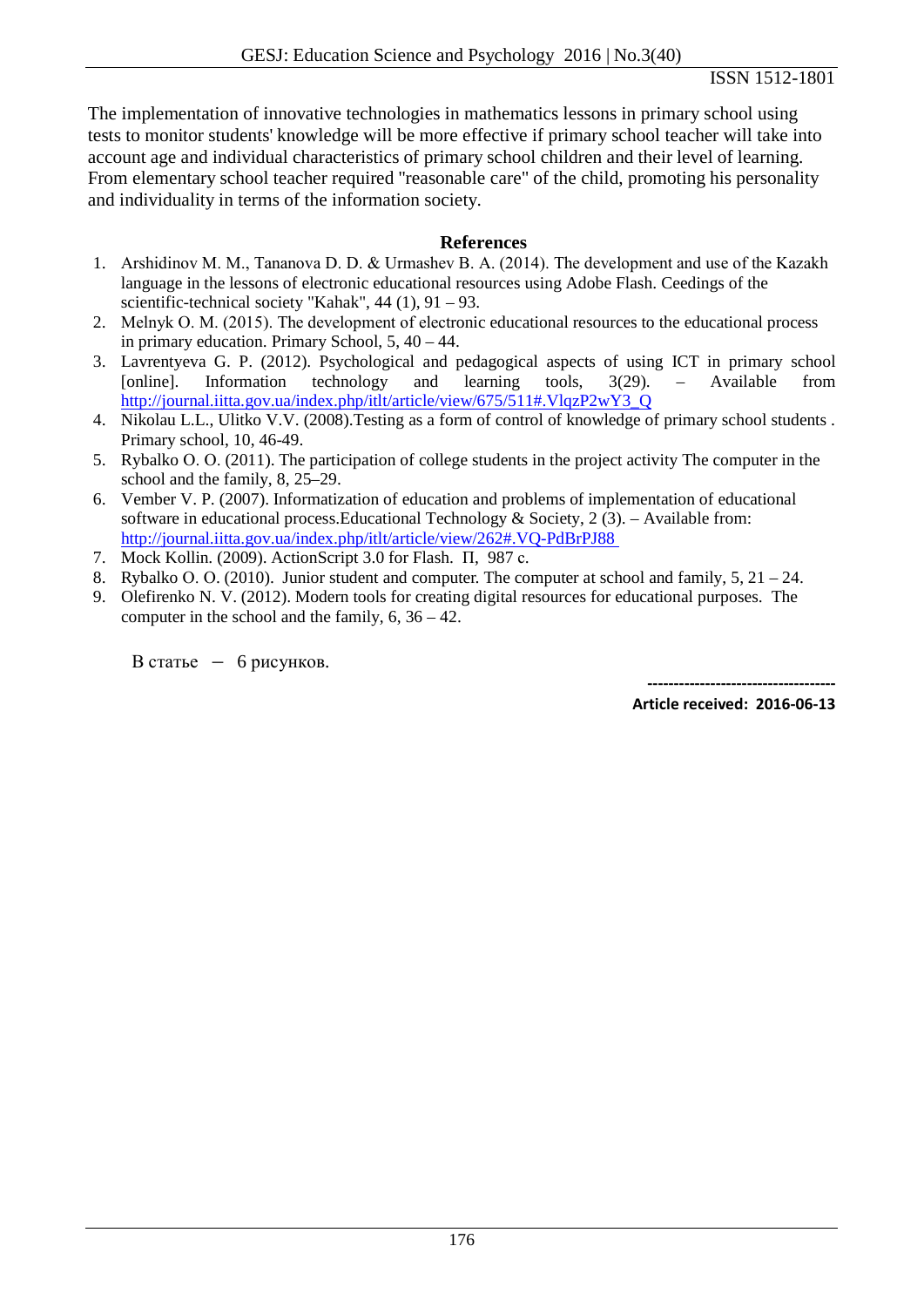The implementation of innovative technologies in mathematics lessons in primary school using tests to monitor students' knowledge will be more effective if primary school teacher will take into account age and individual characteristics of primary school children and their level of learning. From elementary school teacher required "reasonable care" of the child, promoting his personality and individuality in terms of the information society.

## References

1. Arshidinov M. M., Tananova D. D. & Urmashev B. A. (2014). The development and use of the Kazakh language in the lessons of electronic educational resources using Adobe Flash. Ceedings of the scientific-technical society "Kahak", 44 (1), 91 – 93.
2. Melnyk O. M. (2015). The development of electronic educational resources to the educational process in primary education. Primary School, 5, 40 – 44.
3. Lavrentyeva G. P. (2012). Psychological and pedagogical aspects of using ICT in primary school [online]. Information technology and learning tools, 3(29). – Available from http://journal.iitta.gov.ua/index.php/itlt/article/view/675/511#.VlqzP2wY3_Q
4. Nikolau L.L., Ulitko V.V. (2008).Testing as a form of control of knowledge of primary school students . Primary school, 10, 46-49.
5. Rybalko O. O. (2011). The participation of college students in the project activity The computer in the school and the family, 8, 25–29.
6. Vember V. P. (2007). Informatization of education and problems of implementation of educational software in educational process.Educational Technology & Society, 2 (3). – Available from: http://journal.iitta.gov.ua/index.php/itlt/article/view/262#.VQ-PdBrPJ88
7. Mock Kollin. (2009). ActionScript 3.0 for Flash. П, 987 с.
8. Rybalko O. O. (2010). Junior student and computer. The computer at school and family, 5, 21 – 24.
9. Olefirenko N. V. (2012). Modern tools for creating digital resources for educational purposes. The computer in the school and the family, 6, 36 – 42.

В статье – 6 рисунков.

------------------------------------

**Article received: 2016-06-13**